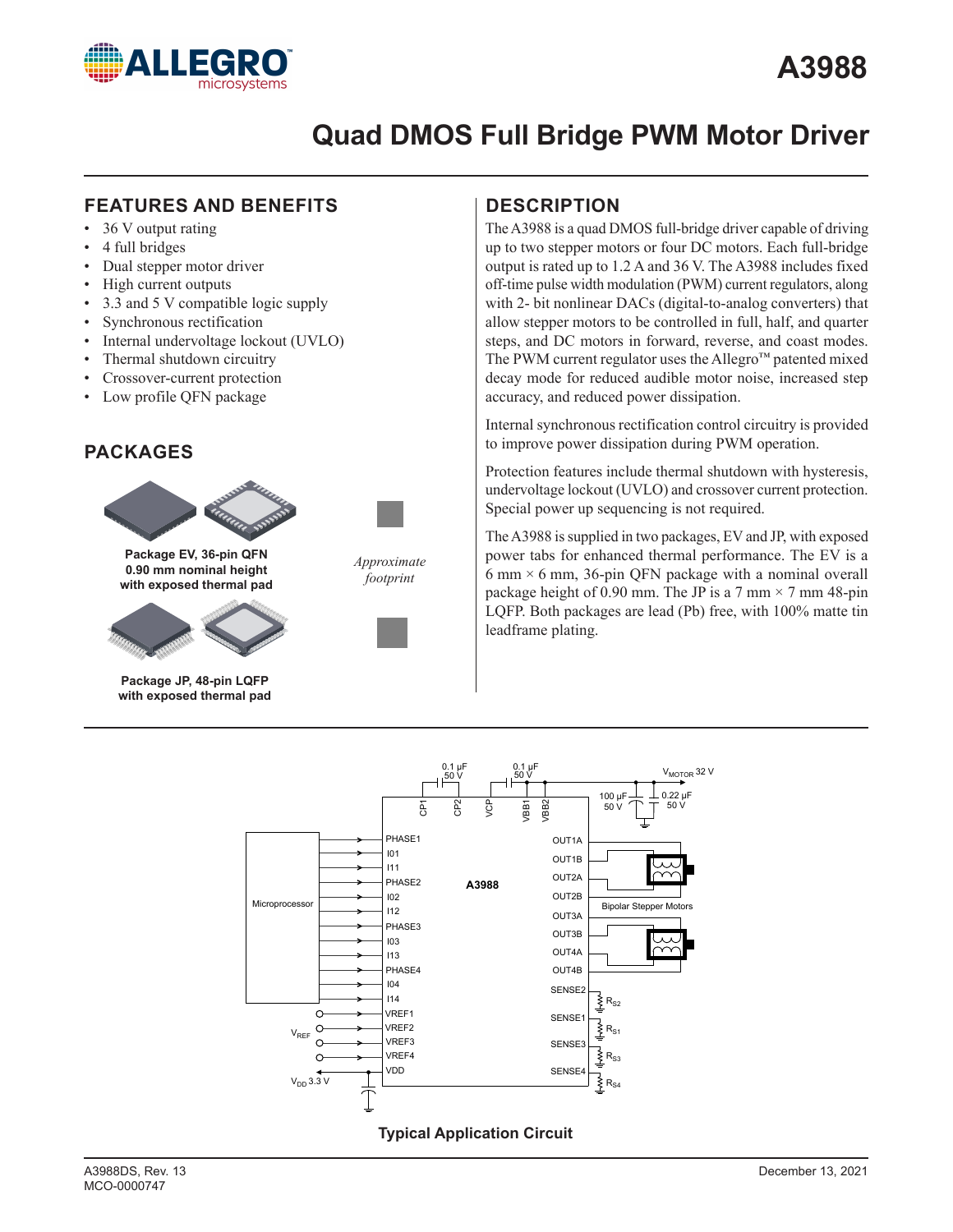# A3988

## Quad DMOS Full Bridge PWM Motor Driver

### FEATURES AND BENEFITS

- 36 V output rating
- 4 full bridges
- Dual stepper motor driver
- High current outputs
- 3.3 and 5 V compatible logic supply
- Synchronous rectification
- Internal undervoltage lockout (UVLO)
- Thermal shutdown circuitry
- Crossover-current protection
- Low profile QFN package

### PACKAGES

**Package EV, 36-pin QFN 0.90 mm nominal height with exposed thermal pad**

*Approximate footprint*

**Package JP, 48-pin LQFP with exposed thermal pad**

### DESCRIPTION

The A3988 is a quad DMOS full-bridge driver capable of driving up to two stepper motors or four DC motors. Each full-bridge output is rated up to 1.2 A and 36 V. The A3988 includes fixed off-time pulse width modulation (PWM) current regulators, along with 2- bit nonlinear DACs (digital-to-analog converters) that allow stepper motors to be controlled in full, half, and quarter steps, and DC motors in forward, reverse, and coast modes. The PWM current regulator uses the Allegro™ patented mixed decay mode for reduced audible motor noise, increased step accuracy, and reduced power dissipation.

Internal synchronous rectification control circuitry is provided to improve power dissipation during PWM operation.

Protection features include thermal shutdown with hysteresis, undervoltage lockout (UVLO) and crossover current protection. Special power up sequencing is not required.

The A3988 is supplied in two packages, EV and JP, with exposed power tabs for enhanced thermal performance. The EV is a 6 mm × 6 mm, 36-pin QFN package with a nominal overall package height of 0.90 mm. The JP is a 7 mm × 7 mm 48-pin LQFP. Both packages are lead (Pb) free, with 100% matte tin leadframe plating.

0.1 µF 50 V
0.1 µF 50 V
$V_{MOTOR}$ 32 V
100 µF 50 V
0.22 µF 50 V
CP1
CP2
VCP
VBB1
VBB2
Microprocessor
PHASE1
I01
I11
PHASE2
I02
I12
PHASE3
I03
I13
PHASE4
I04
I14
VREF1
VREF2
VREF3
VREF4
VDD
A3988
OUT1A
OUT1B
OUT2A
OUT2B
OUT3A
OUT3B
OUT4A
OUT4B
Bipolar Stepper Motors
SENSE2
SENSE1
SENSE3
SENSE4
$R_{S2}$
$R_{S1}$
$R_{S3}$
$R_{S4}$
$V_{REF}$
$V_{DD}$ 3.3 V

**Typical Application Circuit**

A3988DS, Rev. 13
MCO-0000747

December 13, 2021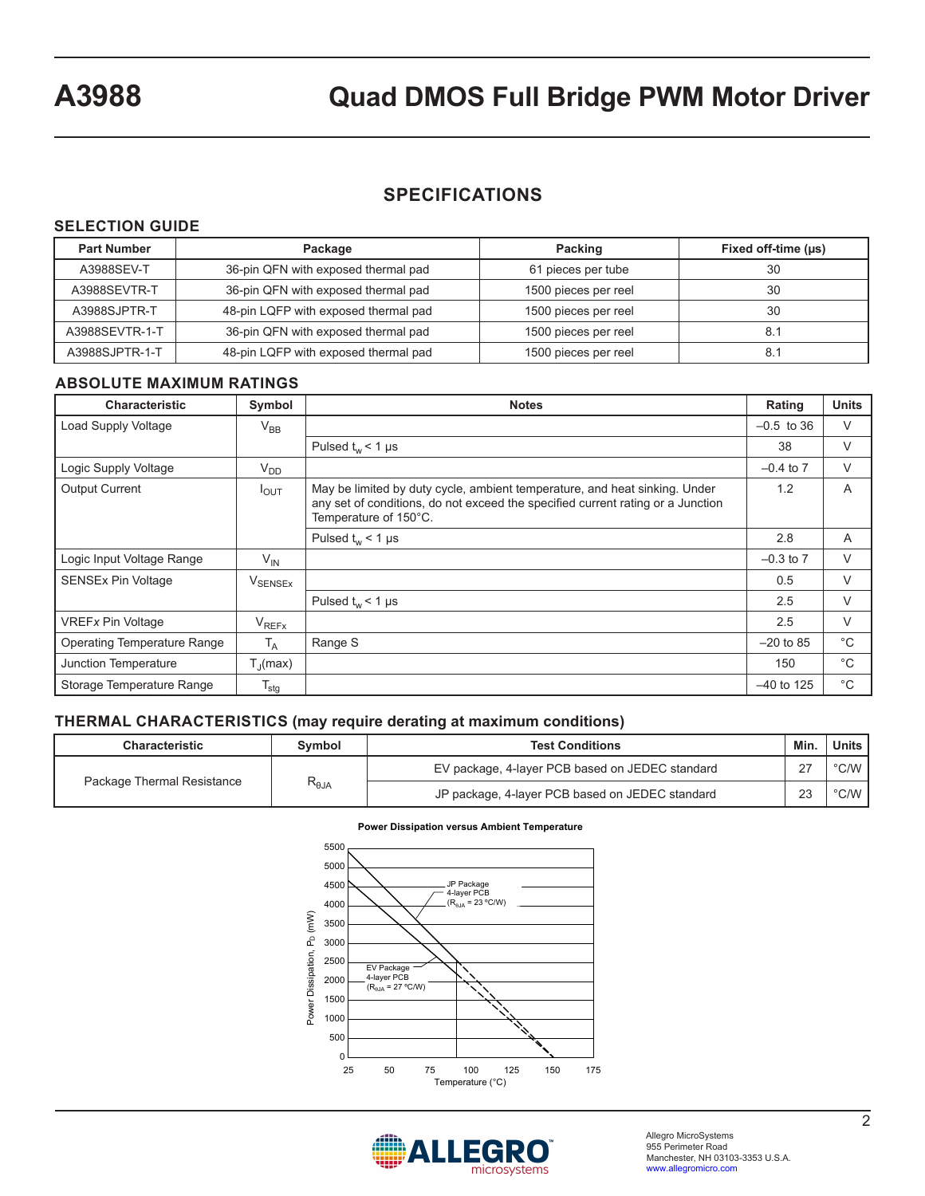## SPECIFICATIONS

### SELECTION GUIDE

| Part Number | Package | Packing | Fixed off-time (µs) |
|---|---|---|---|
| A3988SEV-T | 36-pin QFN with exposed thermal pad | 61 pieces per tube | 30 |
| A3988SEVTR-T | 36-pin QFN with exposed thermal pad | 1500 pieces per reel | 30 |
| A3988SJPTR-T | 48-pin LQFP with exposed thermal pad | 1500 pieces per reel | 30 |
| A3988SEVTR-1-T | 36-pin QFN with exposed thermal pad | 1500 pieces per reel | 8.1 |
| A3988SJPTR-1-T | 48-pin LQFP with exposed thermal pad | 1500 pieces per reel | 8.1 |

### ABSOLUTE MAXIMUM RATINGS

| Characteristic | Symbol | Notes | Rating | Units |
|---|---|---|---|---|
| Load Supply Voltage | $V_{BB}$ | | –0.5 to 36 | V |
| | | Pulsed $t_w$ < 1 µs | 38 | V |
| Logic Supply Voltage | $V_{DD}$ | | –0.4 to 7 | V |
| Output Current | $I_{OUT}$ | May be limited by duty cycle, ambient temperature, and heat sinking. Under any set of conditions, do not exceed the specified current rating or a Junction Temperature of 150°C. | 1.2 | A |
| | | Pulsed $t_w$ < 1 µs | 2.8 | A |
| Logic Input Voltage Range | $V_{IN}$ | | –0.3 to 7 | V |
| SENSEx Pin Voltage | $V_{SENSEx}$ | | 0.5 | V |
| | | Pulsed $t_w$ < 1 µs | 2.5 | V |
| VREF*x* Pin Voltage | $V_{REFx}$ | | 2.5 | V |
| Operating Temperature Range | $T_A$ | Range S | –20 to 85 | °C |
| Junction Temperature | $T_J$(max) | | 150 | °C |
| Storage Temperature Range | $T_{stg}$ | | –40 to 125 | °C |

### THERMAL CHARACTERISTICS (may require derating at maximum conditions)

| Characteristic | Symbol | Test Conditions | Min. | Units |
|---|---|---|---|---|
| Package Thermal Resistance | $R_{\theta JA}$ | EV package, 4-layer PCB based on JEDEC standard | 27 | °C/W |
| | | JP package, 4-layer PCB based on JEDEC standard | 23 | °C/W |

Power Dissipation versus Ambient Temperature

Power Dissipation, $P_D$ (mW)

5500
5000
4500
4000
3500
3000
2500
2000
1500
1000
500
0

JP Package
4-layer PCB
($R_{\theta JA}$ = 23 °C/W)

EV Package
4-layer PCB
($R_{\theta JA}$ = 27 °C/W)

25 50 75 100 125 150 175

Temperature (°C)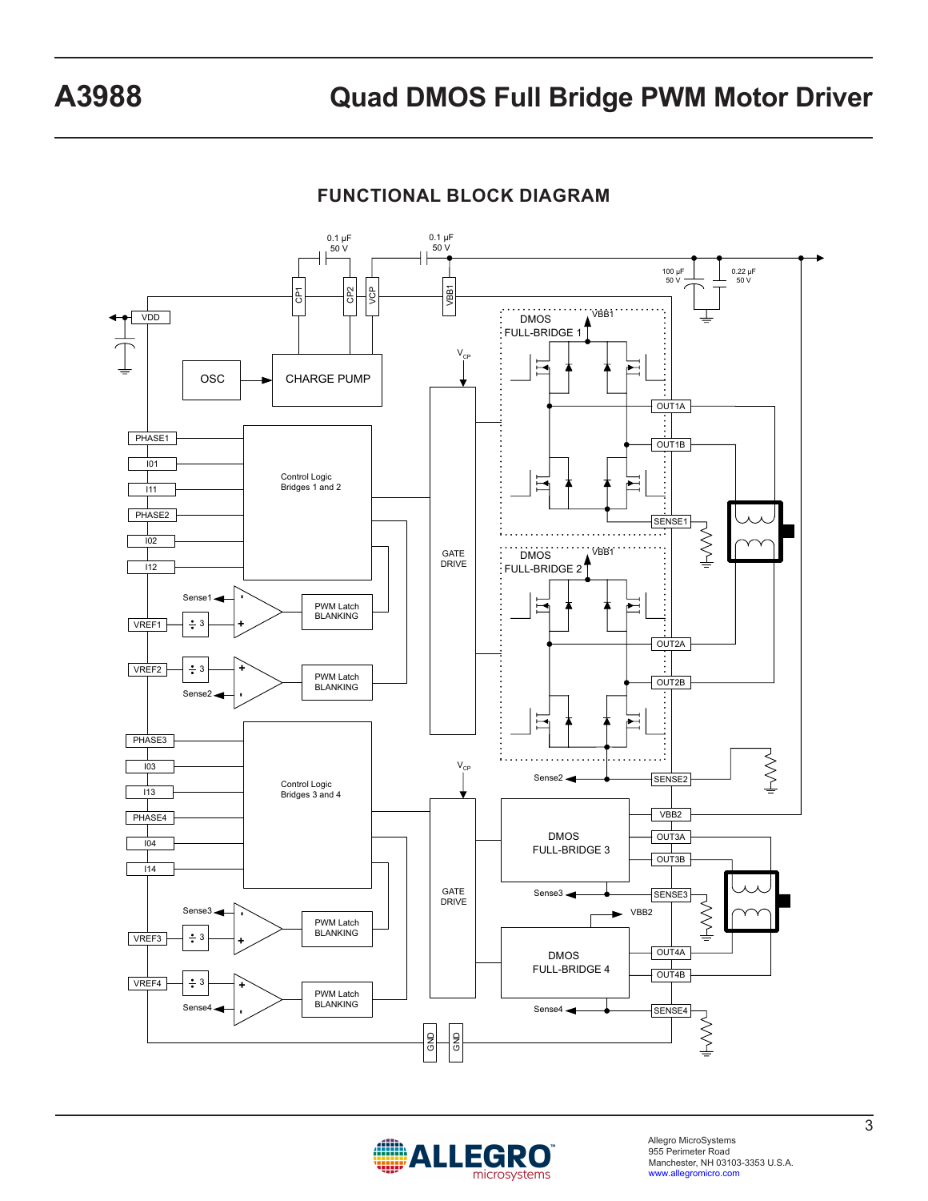## FUNCTIONAL BLOCK DIAGRAM

0.1 µF
50 V

0.1 µF
50 V

100 µF
50 V

0.22 µF
50 V

CP1
CP2
VCP
VBB1

VDD

OSC

CHARGE PUMP

$V_{CP}$

DMOS
FULL-BRIDGE 1

VBB1

OUT1A
OUT1B
SENSE1

PHASE1
I01
I11
PHASE2
I02
I12

Control Logic
Bridges 1 and 2

GATE
DRIVE

DMOS
FULL-BRIDGE 2

VBB1

Sense1

VREF1

÷ 3

PWM Latch
BLANKING

VREF2

÷ 3

PWM Latch
BLANKING

Sense2

OUT2A
OUT2B

$V_{CP}$

Sense2

SENSE2

PHASE3
I03
I13
PHASE4
I04
I14

Control Logic
Bridges 3 and 4

GATE
DRIVE

DMOS
FULL-BRIDGE 3

VBB2
OUT3A
OUT3B

Sense3

SENSE3

VBB2

Sense3

VREF3

÷ 3

PWM Latch
BLANKING

VREF4

÷ 3

PWM Latch
BLANKING

Sense4

DMOS
FULL-BRIDGE 4

OUT4A
OUT4B

Sense4

SENSE4

GND
GND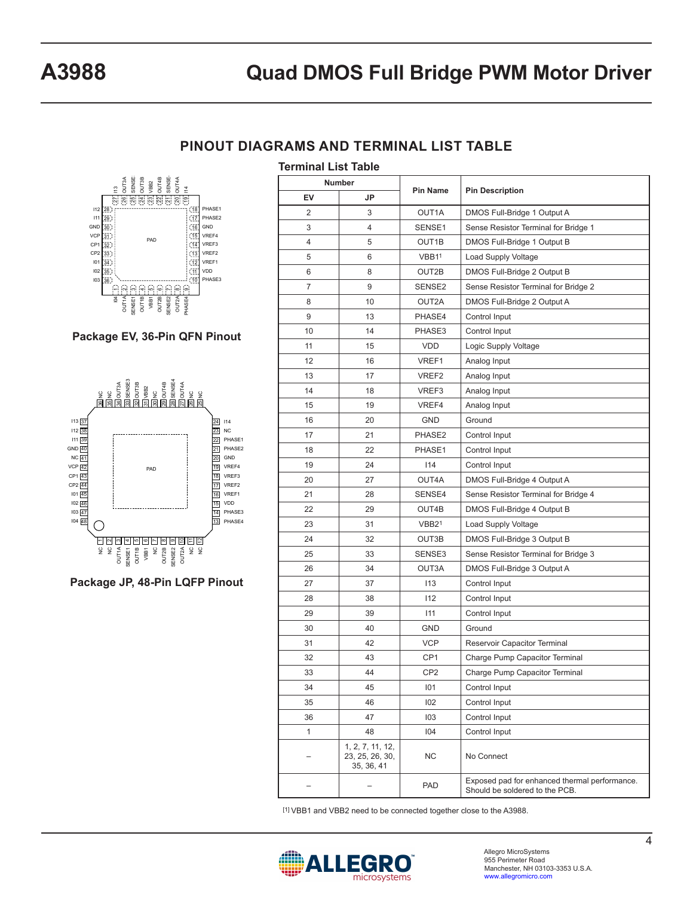## PINOUT DIAGRAMS AND TERMINAL LIST TABLE

**Package EV, 36-Pin QFN Pinout**

**Package JP, 48-Pin LQFP Pinout**

### Terminal List Table

| Number | | Pin Name | Pin Description |
|---|---|---|---|
| EV | JP | | |
| 2 | 3 | OUT1A | DMOS Full-Bridge 1 Output A |
| 3 | 4 | SENSE1 | Sense Resistor Terminal for Bridge 1 |
| 4 | 5 | OUT1B | DMOS Full-Bridge 1 Output B |
| 5 | 6 | VBB1[1] | Load Supply Voltage |
| 6 | 8 | OUT2B | DMOS Full-Bridge 2 Output B |
| 7 | 9 | SENSE2 | Sense Resistor Terminal for Bridge 2 |
| 8 | 10 | OUT2A | DMOS Full-Bridge 2 Output A |
| 9 | 13 | PHASE4 | Control Input |
| 10 | 14 | PHASE3 | Control Input |
| 11 | 15 | VDD | Logic Supply Voltage |
| 12 | 16 | VREF1 | Analog Input |
| 13 | 17 | VREF2 | Analog Input |
| 14 | 18 | VREF3 | Analog Input |
| 15 | 19 | VREF4 | Analog Input |
| 16 | 20 | GND | Ground |
| 17 | 21 | PHASE2 | Control Input |
| 18 | 22 | PHASE1 | Control Input |
| 19 | 24 | I14 | Control Input |
| 20 | 27 | OUT4A | DMOS Full-Bridge 4 Output A |
| 21 | 28 | SENSE4 | Sense Resistor Terminal for Bridge 4 |
| 22 | 29 | OUT4B | DMOS Full-Bridge 4 Output B |
| 23 | 31 | VBB2[1] | Load Supply Voltage |
| 24 | 32 | OUT3B | DMOS Full-Bridge 3 Output B |
| 25 | 33 | SENSE3 | Sense Resistor Terminal for Bridge 3 |
| 26 | 34 | OUT3A | DMOS Full-Bridge 3 Output A |
| 27 | 37 | I13 | Control Input |
| 28 | 38 | I12 | Control Input |
| 29 | 39 | I11 | Control Input |
| 30 | 40 | GND | Ground |
| 31 | 42 | VCP | Reservoir Capacitor Terminal |
| 32 | 43 | CP1 | Charge Pump Capacitor Terminal |
| 33 | 44 | CP2 | Charge Pump Capacitor Terminal |
| 34 | 45 | I01 | Control Input |
| 35 | 46 | I02 | Control Input |
| 36 | 47 | I03 | Control Input |
| 1 | 48 | I04 | Control Input |
| – | 1, 2, 7, 11, 12, 23, 25, 26, 30, 35, 36, 41 | NC | No Connect |
| – | – | PAD | Exposed pad for enhanced thermal performance. Should be soldered to the PCB. |

[1] VBB1 and VBB2 need to be connected together close to the A3988.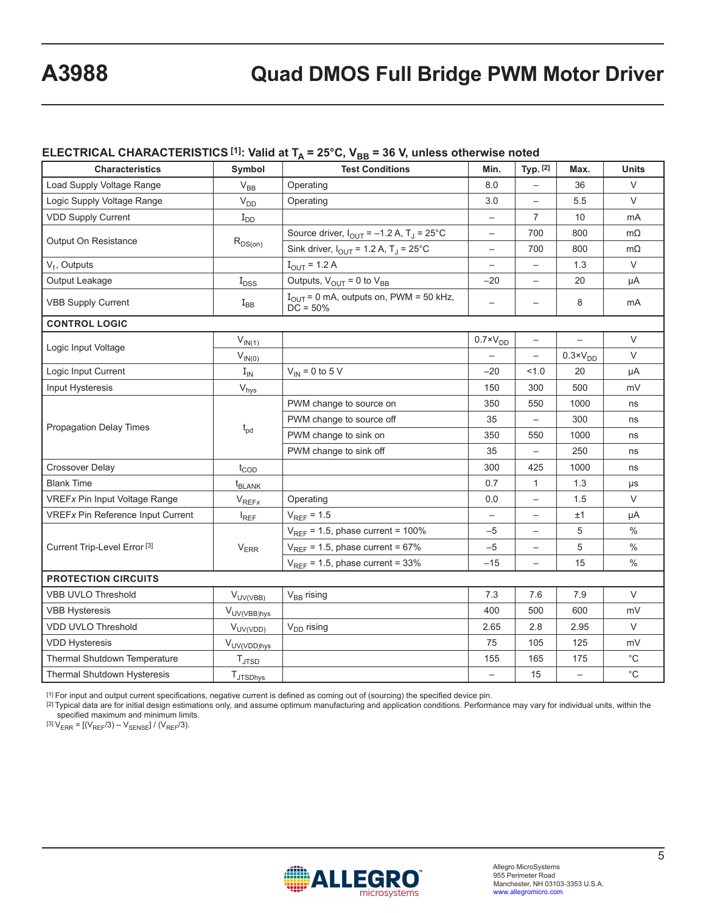## ELECTRICAL CHARACTERISTICS [1]: Valid at $T_A$ = 25°C, $V_{BB}$ = 36 V, unless otherwise noted

| Characteristics | Symbol | Test Conditions | Min. | Typ. [2] | Max. | Units |
|---|---|---|---|---|---|---|
| Load Supply Voltage Range | $V_{BB}$ | Operating | 8.0 | – | 36 | V |
| Logic Supply Voltage Range | $V_{DD}$ | Operating | 3.0 | – | 5.5 | V |
| VDD Supply Current | $I_{DD}$ | | – | 7 | 10 | mA |
| Output On Resistance | $R_{DS(on)}$ | Source driver, $I_{OUT}$ = –1.2 A, $T_J$ = 25°C | – | 700 | 800 | mΩ |
| | | Sink driver, $I_{OUT}$ = 1.2 A, $T_J$ = 25°C | – | 700 | 800 | mΩ |
| $V_f$, Outputs | | $I_{OUT}$ = 1.2 A | – | – | 1.3 | V |
| Output Leakage | $I_{DSS}$ | Outputs, $V_{OUT}$ = 0 to $V_{BB}$ | –20 | – | 20 | µA |
| VBB Supply Current | $I_{BB}$ | $I_{OUT}$ = 0 mA, outputs on, PWM = 50 kHz, DC = 50% | – | – | 8 | mA |
| **CONTROL LOGIC** | | | | | | |
| Logic Input Voltage | $V_{IN(1)}$ | | 0.7×$V_{DD}$ | – | – | V |
| | $V_{IN(0)}$ | | – | – | 0.3×$V_{DD}$ | V |
| Logic Input Current | $I_{IN}$ | $V_{IN}$ = 0 to 5 V | –20 | <1.0 | 20 | µA |
| Input Hysteresis | $V_{hys}$ | | 150 | 300 | 500 | mV |
| Propagation Delay Times | $t_{pd}$ | PWM change to source on | 350 | 550 | 1000 | ns |
| | | PWM change to source off | 35 | – | 300 | ns |
| | | PWM change to sink on | 350 | 550 | 1000 | ns |
| | | PWM change to sink off | 35 | – | 250 | ns |
| Crossover Delay | $t_{COD}$ | | 300 | 425 | 1000 | ns |
| Blank Time | $t_{BLANK}$ | | 0.7 | 1 | 1.3 | µs |
| VREF*x* Pin Input Voltage Range | $V_{REFx}$ | Operating | 0.0 | – | 1.5 | V |
| VREF*x* Pin Reference Input Current | $I_{REF}$ | $V_{REF}$ = 1.5 | – | – | ±1 | µA |
| Current Trip-Level Error [3] | $V_{ERR}$ | $V_{REF}$ = 1.5, phase current = 100% | –5 | – | 5 | % |
| | | $V_{REF}$ = 1.5, phase current = 67% | –5 | – | 5 | % |
| | | $V_{REF}$ = 1.5, phase current = 33% | –15 | – | 15 | % |
| **PROTECTION CIRCUITS** | | | | | | |
| VBB UVLO Threshold | $V_{UV(VBB)}$ | $V_{BB}$ rising | 7.3 | 7.6 | 7.9 | V |
| VBB Hysteresis | $V_{UV(VBB)hys}$ | | 400 | 500 | 600 | mV |
| VDD UVLO Threshold | $V_{UV(VDD)}$ | $V_{DD}$ rising | 2.65 | 2.8 | 2.95 | V |
| VDD Hysteresis | $V_{UV(VDD)hys}$ | | 75 | 105 | 125 | mV |
| Thermal Shutdown Temperature | $T_{JTSD}$ | | 155 | 165 | 175 | °C |
| Thermal Shutdown Hysteresis | $T_{JTSDhys}$ | | – | 15 | – | °C |

[1] For input and output current specifications, negative current is defined as coming out of (sourcing) the specified device pin.
[2] Typical data are for initial design estimations only, and assume optimum manufacturing and application conditions. Performance may vary for individual units, within the specified maximum and minimum limits.
[3] $V_{ERR} = [(V_{REF}/3) – V_{SENSE}] / (V_{REF}/3)$.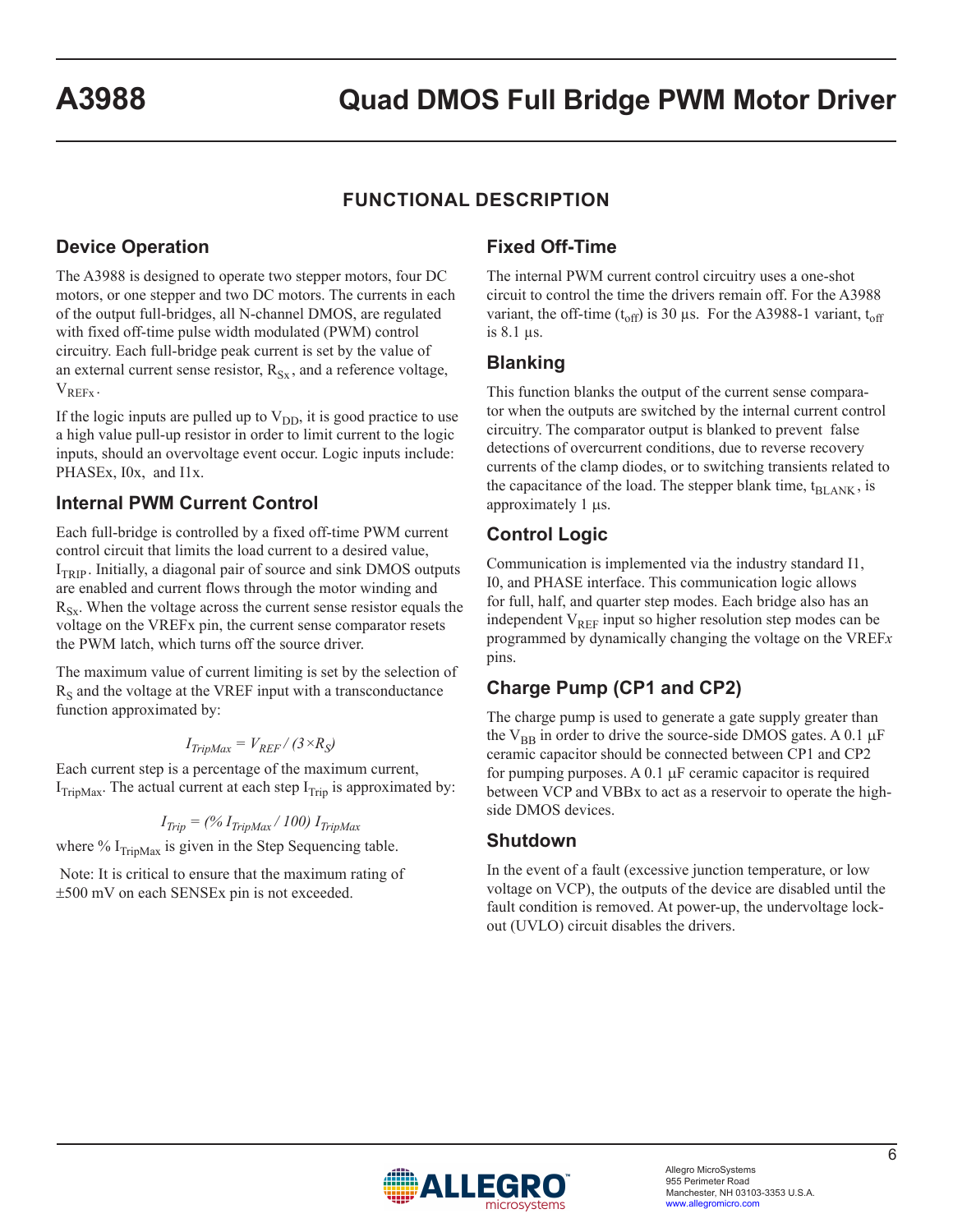## FUNCTIONAL DESCRIPTION

### Device Operation

The A3988 is designed to operate two stepper motors, four DC motors, or one stepper and two DC motors. The currents in each of the output full-bridges, all N-channel DMOS, are regulated with fixed off-time pulse width modulated (PWM) control circuitry. Each full-bridge peak current is set by the value of an external current sense resistor, $R_{Sx}$, and a reference voltage, $V_{REFx}$.

If the logic inputs are pulled up to $V_{DD}$, it is good practice to use a high value pull-up resistor in order to limit current to the logic inputs, should an overvoltage event occur. Logic inputs include: PHASEx, I0x, and I1x.

### Internal PWM Current Control

Each full-bridge is controlled by a fixed off-time PWM current control circuit that limits the load current to a desired value, $I_{TRIP}$. Initially, a diagonal pair of source and sink DMOS outputs are enabled and current flows through the motor winding and $R_{Sx}$. When the voltage across the current sense resistor equals the voltage on the VREFx pin, the current sense comparator resets the PWM latch, which turns off the source driver.

The maximum value of current limiting is set by the selection of $R_S$ and the voltage at the VREF input with a transconductance function approximated by:

$$I_{TripMax} = V_{REF} / (3 \times R_S)$$

Each current step is a percentage of the maximum current, $I_{TripMax}$. The actual current at each step $I_{Trip}$ is approximated by:

$$I_{Trip} = (\%\, I_{TripMax} / 100)\, I_{TripMax}$$

where % $I_{TripMax}$ is given in the Step Sequencing table.

Note: It is critical to ensure that the maximum rating of ±500 mV on each SENSEx pin is not exceeded.

### Fixed Off-Time

The internal PWM current control circuitry uses a one-shot circuit to control the time the drivers remain off. For the A3988 variant, the off-time ($t_{off}$) is 30 µs. For the A3988-1 variant, $t_{off}$ is 8.1 µs.

### Blanking

This function blanks the output of the current sense comparator when the outputs are switched by the internal current control circuitry. The comparator output is blanked to prevent false detections of overcurrent conditions, due to reverse recovery currents of the clamp diodes, or to switching transients related to the capacitance of the load. The stepper blank time, $t_{BLANK}$, is approximately 1 µs.

### Control Logic

Communication is implemented via the industry standard I1, I0, and PHASE interface. This communication logic allows for full, half, and quarter step modes. Each bridge also has an independent $V_{REF}$ input so higher resolution step modes can be programmed by dynamically changing the voltage on the VREF*x* pins.

### Charge Pump (CP1 and CP2)

The charge pump is used to generate a gate supply greater than the $V_{BB}$ in order to drive the source-side DMOS gates. A 0.1 µF ceramic capacitor should be connected between CP1 and CP2 for pumping purposes. A 0.1 µF ceramic capacitor is required between VCP and VBBx to act as a reservoir to operate the high-side DMOS devices.

### Shutdown

In the event of a fault (excessive junction temperature, or low voltage on VCP), the outputs of the device are disabled until the fault condition is removed. At power-up, the undervoltage lockout (UVLO) circuit disables the drivers.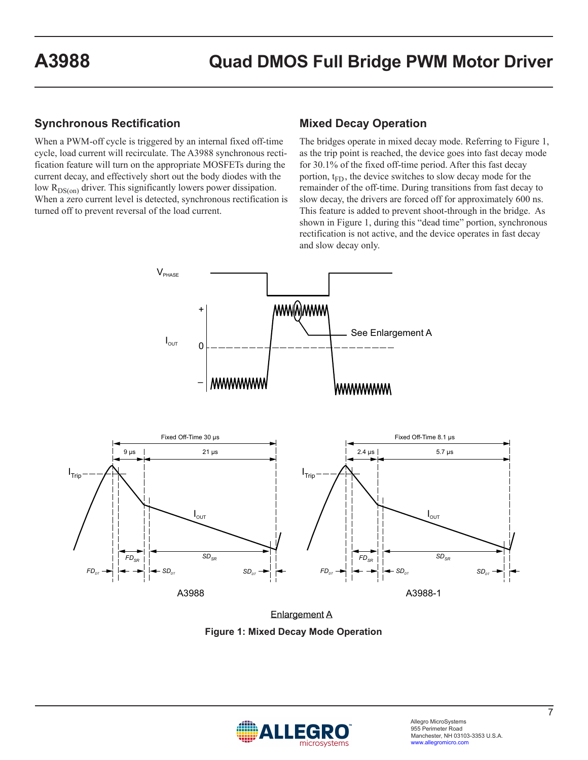## Synchronous Rectification

When a PWM-off cycle is triggered by an internal fixed off-time cycle, load current will recirculate. The A3988 synchronous rectification feature will turn on the appropriate MOSFETs during the current decay, and effectively short out the body diodes with the low $R_{DS(on)}$ driver. This significantly lowers power dissipation. When a zero current level is detected, synchronous rectification is turned off to prevent reversal of the load current.

## Mixed Decay Operation

The bridges operate in mixed decay mode. Referring to Figure 1, as the trip point is reached, the device goes into fast decay mode for 30.1% of the fixed off-time period. After this fast decay portion, $t_{FD}$, the device switches to slow decay mode for the remainder of the off-time. During transitions from fast decay to slow decay, the drivers are forced off for approximately 600 ns. This feature is added to prevent shoot-through in the bridge. As shown in Figure 1, during this "dead time" portion, synchronous rectification is not active, and the device operates in fast decay and slow decay only.

V_PHASE
I_OUT
+
0
–
See Enlargement A

Fixed Off-Time 30 µs
9 µs
21 µs
I_Trip
I_OUT
FD_SR
SD_SR
FD_DT
SD_DT
SD_DT
A3988

Fixed Off-Time 8.1 µs
2.4 µs
5.7 µs
I_Trip
I_OUT
FD_SR
SD_SR
FD_DT
SD_DT
SD_DT
A3988-1

Enlargement A

**Figure 1: Mixed Decay Mode Operation**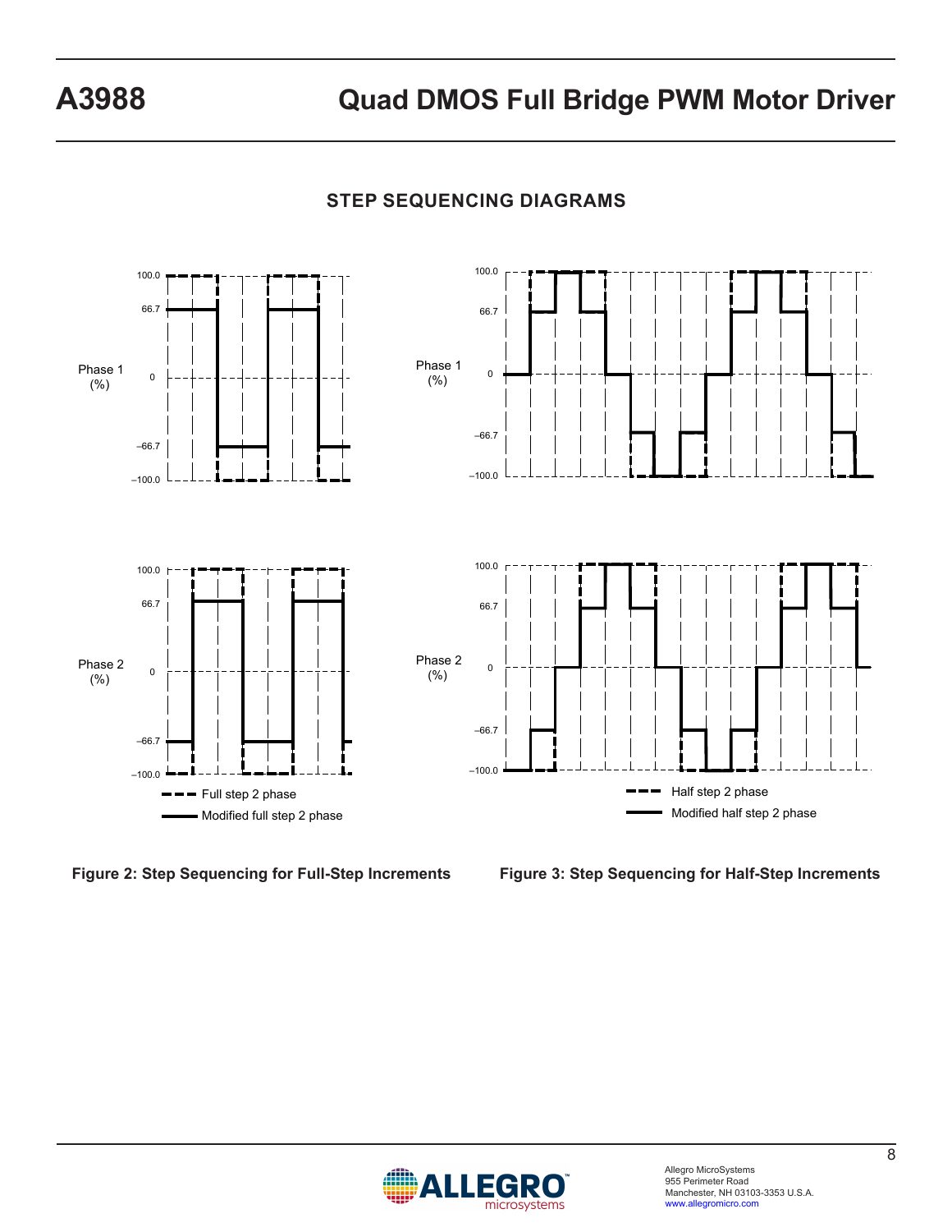## STEP SEQUENCING DIAGRAMS

Phase 1 (%)

100.0
66.7
0
–66.7
–100.0

Phase 2 (%)

100.0
66.7
0
–66.7
–100.0

Full step 2 phase
Modified full step 2 phase

**Figure 2: Step Sequencing for Full-Step Increments**

Phase 1 (%)

100.0
66.7
0
–66.7
–100.0

Phase 2 (%)

100.0
66.7
0
–66.7
–100.0

Half step 2 phase
Modified half step 2 phase

**Figure 3: Step Sequencing for Half-Step Increments**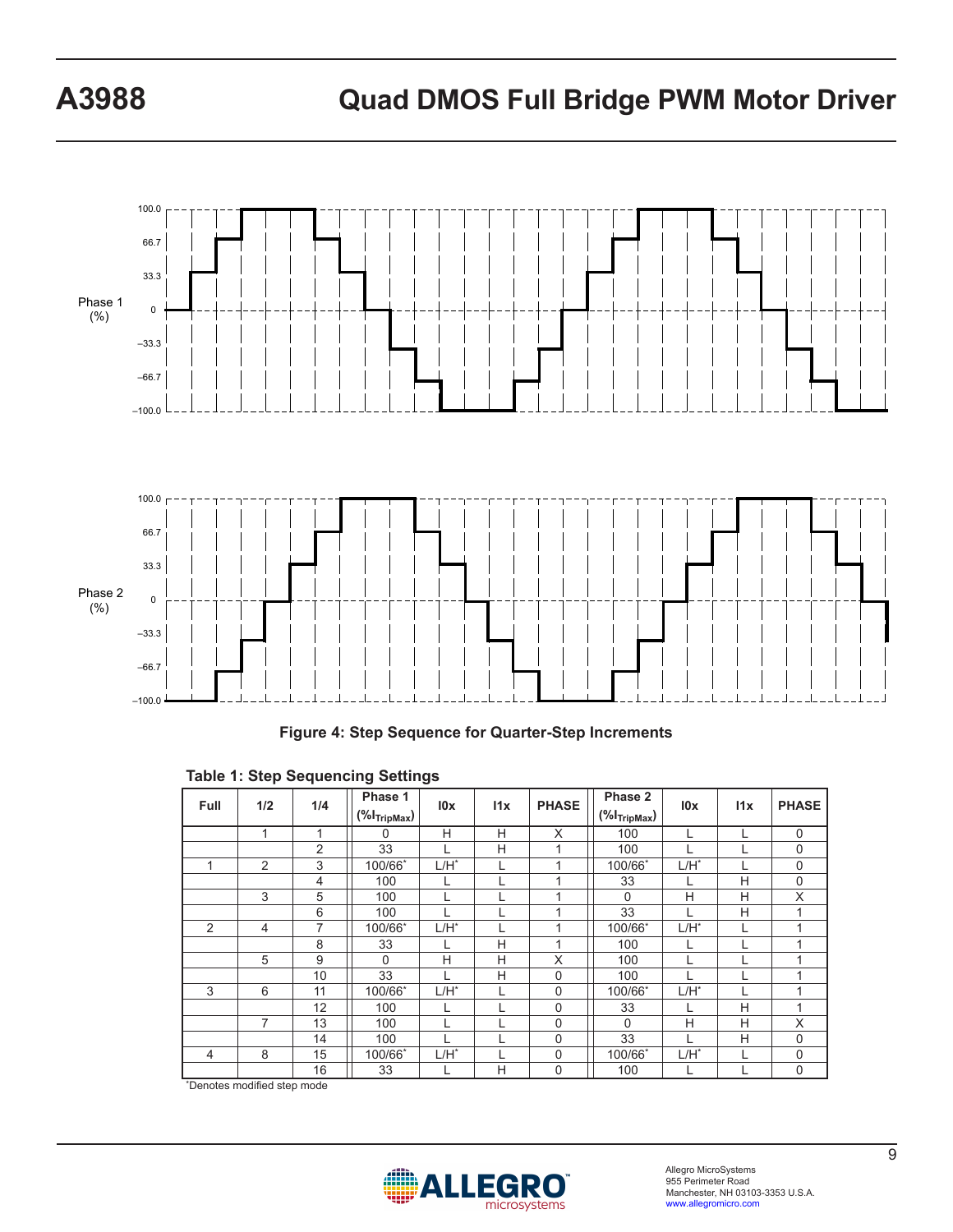Phase 1 (%)

100.0
66.7
33.3
0
–33.3
–66.7
–100.0

Phase 2 (%)

100.0
66.7
33.3
0
–33.3
–66.7
–100.0

**Figure 4: Step Sequence for Quarter-Step Increments**

**Table 1: Step Sequencing Settings**

| Full | 1/2 | 1/4 | Phase 1 ($\%I_{TripMax}$) | I0x | I1x | PHASE | Phase 2 ($\%I_{TripMax}$) | I0x | I1x | PHASE |
|---|---|---|---|---|---|---|---|---|---|---|
| | 1 | 1 | 0 | H | H | X | 100 | L | L | 0 |
| | | 2 | 33 | L | H | 1 | 100 | L | L | 0 |
| 1 | 2 | 3 | 100/66* | L/H* | L | 1 | 100/66* | L/H* | L | 0 |
| | | 4 | 100 | L | L | 1 | 33 | L | H | 0 |
| | 3 | 5 | 100 | L | L | 1 | 0 | H | H | X |
| | | 6 | 100 | L | L | 1 | 33 | L | H | 1 |
| 2 | 4 | 7 | 100/66* | L/H* | L | 1 | 100/66* | L/H* | L | 1 |
| | | 8 | 33 | L | H | 1 | 100 | L | L | 1 |
| | 5 | 9 | 0 | H | H | X | 100 | L | L | 1 |
| | | 10 | 33 | L | H | 0 | 100 | L | L | 1 |
| 3 | 6 | 11 | 100/66* | L/H* | L | 0 | 100/66* | L/H* | L | 1 |
| | | 12 | 100 | L | L | 0 | 33 | L | H | 1 |
| | 7 | 13 | 100 | L | L | 0 | 0 | H | H | X |
| | | 14 | 100 | L | L | 0 | 33 | L | H | 0 |
| 4 | 8 | 15 | 100/66* | L/H* | L | 0 | 100/66* | L/H* | L | 0 |
| | | 16 | 33 | L | H | 0 | 100 | L | L | 0 |

*Denotes modified step mode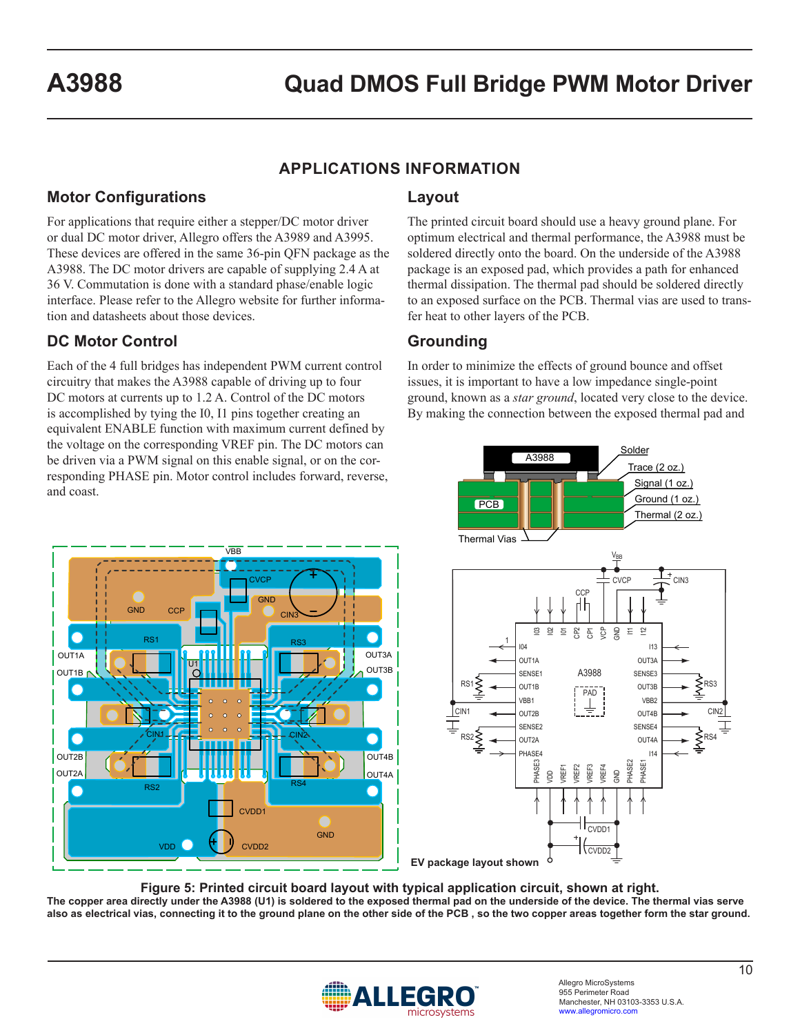## APPLICATIONS INFORMATION

### Motor Configurations

For applications that require either a stepper/DC motor driver or dual DC motor driver, Allegro offers the A3989 and A3995. These devices are offered in the same 36-pin QFN package as the A3988. The DC motor drivers are capable of supplying 2.4 A at 36 V. Commutation is done with a standard phase/enable logic interface. Please refer to the Allegro website for further information and datasheets about those devices.

### DC Motor Control

Each of the 4 full bridges has independent PWM current control circuitry that makes the A3988 capable of driving up to four DC motors at currents up to 1.2 A. Control of the DC motors is accomplished by tying the I0, I1 pins together creating an equivalent ENABLE function with maximum current defined by the voltage on the corresponding VREF pin. The DC motors can be driven via a PWM signal on this enable signal, or on the corresponding PHASE pin. Motor control includes forward, reverse, and coast.

### Layout

The printed circuit board should use a heavy ground plane. For optimum electrical and thermal performance, the A3988 must be soldered directly onto the board. On the underside of the A3988 package is an exposed pad, which provides a path for enhanced thermal dissipation. The thermal pad should be soldered directly to an exposed surface on the PCB. Thermal vias are used to transfer heat to other layers of the PCB.

### Grounding

In order to minimize the effects of ground bounce and offset issues, it is important to have a low impedance single-point ground, known as a *star ground*, located very close to the device. By making the connection between the exposed thermal pad and

A3988
Solder
Trace (2 oz.)
Signal (1 oz.)
Ground (1 oz.)
Thermal (2 oz.)
PCB
Thermal Vias

EV package layout shown

**Figure 5: Printed circuit board layout with typical application circuit, shown at right.**
**The copper area directly under the A3988 (U1) is soldered to the exposed thermal pad on the underside of the device. The thermal vias serve also as electrical vias, connecting it to the ground plane on the other side of the PCB , so the two copper areas together form the star ground.**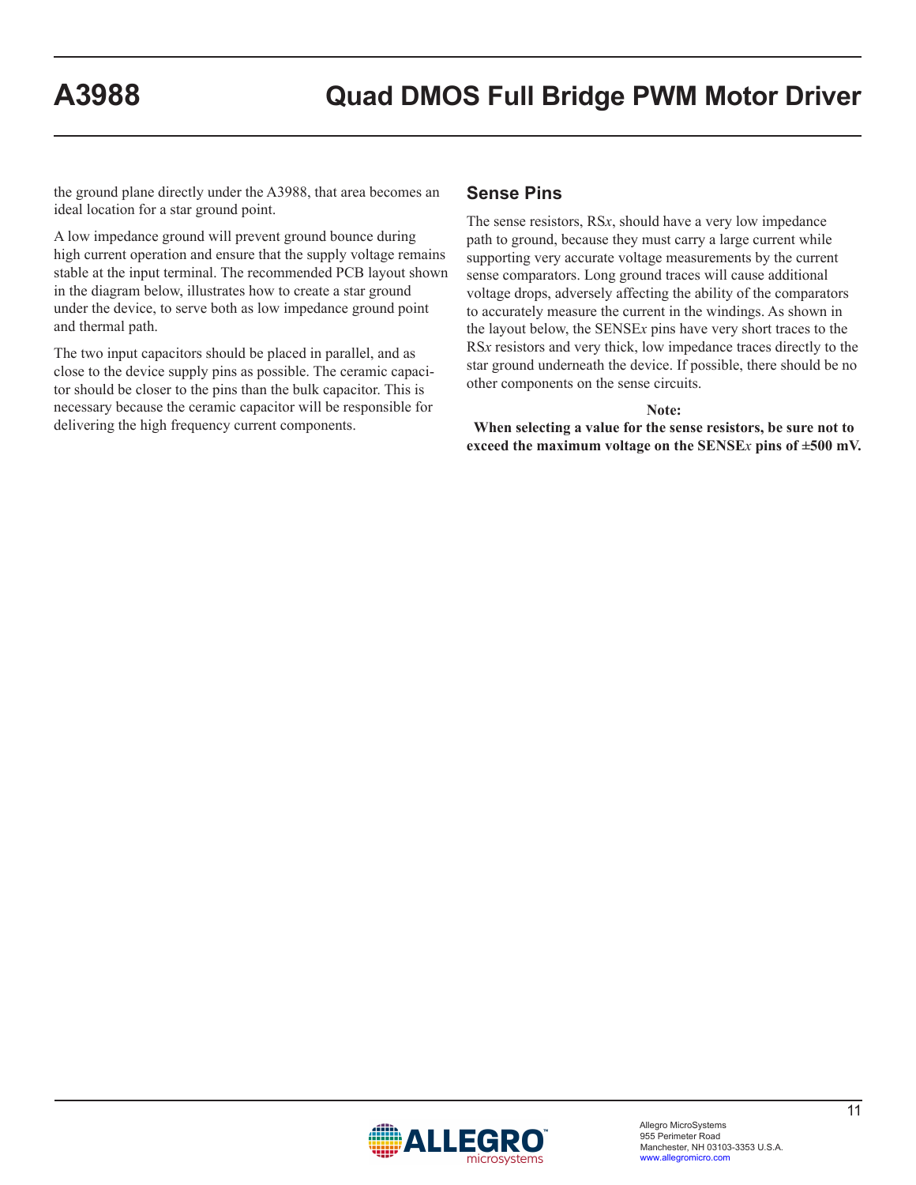the ground plane directly under the A3988, that area becomes an ideal location for a star ground point.

A low impedance ground will prevent ground bounce during high current operation and ensure that the supply voltage remains stable at the input terminal. The recommended PCB layout shown in the diagram below, illustrates how to create a star ground under the device, to serve both as low impedance ground point and thermal path.

The two input capacitors should be placed in parallel, and as close to the device supply pins as possible. The ceramic capacitor should be closer to the pins than the bulk capacitor. This is necessary because the ceramic capacitor will be responsible for delivering the high frequency current components.

## Sense Pins

The sense resistors, RS*x*, should have a very low impedance path to ground, because they must carry a large current while supporting very accurate voltage measurements by the current sense comparators. Long ground traces will cause additional voltage drops, adversely affecting the ability of the comparators to accurately measure the current in the windings. As shown in the layout below, the SENSE*x* pins have very short traces to the RS*x* resistors and very thick, low impedance traces directly to the star ground underneath the device. If possible, there should be no other components on the sense circuits.

**Note:**
**When selecting a value for the sense resistors, be sure not to exceed the maximum voltage on the SENSE*x* pins of ±500 mV.**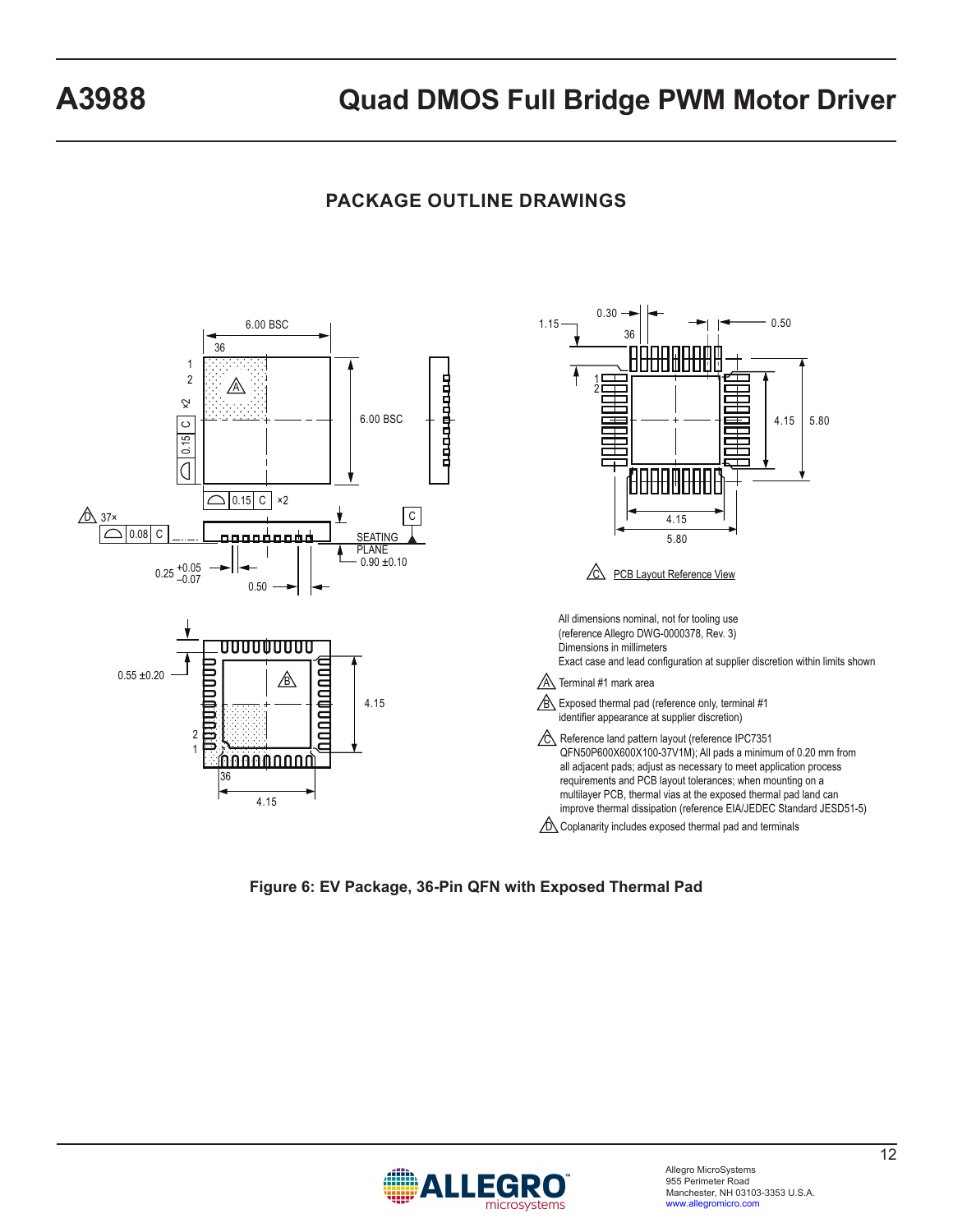## PACKAGE OUTLINE DRAWINGS

6.00 BSC

36

1

2

A

×2

0.15 C

6.00 BSC

0.15 C ×2

D 37×

0.08 C

C

SEATING PLANE

0.90 ±0.10

0.25 +0.05 −0.07

0.50

0.55 ±0.20

B

4.15

2

1

36

4.15

1.15

0.30

36

0.50

1

2

4.15

5.80

4.15

5.80

C PCB Layout Reference View

All dimensions nominal, not for tooling use
(reference Allegro DWG-0000378, Rev. 3)
Dimensions in millimeters
Exact case and lead configuration at supplier discretion within limits shown

A Terminal #1 mark area

B Exposed thermal pad (reference only, terminal #1 identifier appearance at supplier discretion)

C Reference land pattern layout (reference IPC7351 QFN50P600X600X100-37V1M); All pads a minimum of 0.20 mm from all adjacent pads; adjust as necessary to meet application process requirements and PCB layout tolerances; when mounting on a multilayer PCB, thermal vias at the exposed thermal pad land can improve thermal dissipation (reference EIA/JEDEC Standard JESD51-5)

D Coplanarity includes exposed thermal pad and terminals

**Figure 6: EV Package, 36-Pin QFN with Exposed Thermal Pad**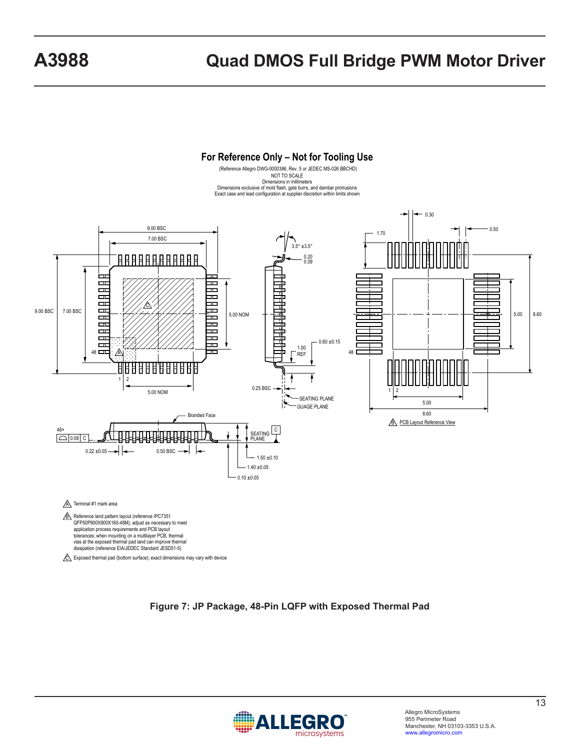## For Reference Only – Not for Tooling Use

(Reference Allegro DWG-0000386, Rev. 5 or JEDEC MS-026 BBCHD)
NOT TO SCALE
Dimensions in millimeters
Dimensions exclusive of mold flash, gate burrs, and dambar protrusions
Exact case and lead configuration at supplier discretion within limits shown

9.00 BSC
7.00 BSC
9.00 BSC
7.00 BSC
5.00 NOM
5.00 NOM
48
1
2
3.5° ±3.5°
0.20
0.09
0.60 ±0.15
1.00
REF
0.25 BSC
SEATING PLANE
GUAGE PLANE
0.30
0.50
1.70
5.00
8.60
48
1
2
5.00
8.60
B PCB Layout Reference View
Branded Face
48×
0.08 C
SEATING PLANE
C
0.22 ±0.05
0.50 BSC
1.50 ±0.10
1.40 ±0.05
0.10 ±0.05

A Terminal #1 mark area

B Reference land pattern layout (reference IPC7351 QFP50P900X900X160-48M); adjust as necessary to meet application process requirements and PCB layout tolerances; when mounting on a multilayer PCB, thermal vias at the exposed thermal pad land can improve thermal dissipation (reference EIA/JEDEC Standard JESD51-5)

C Exposed thermal pad (bottom surface); exact dimensions may vary with device

**Figure 7: JP Package, 48-Pin LQFP with Exposed Thermal Pad**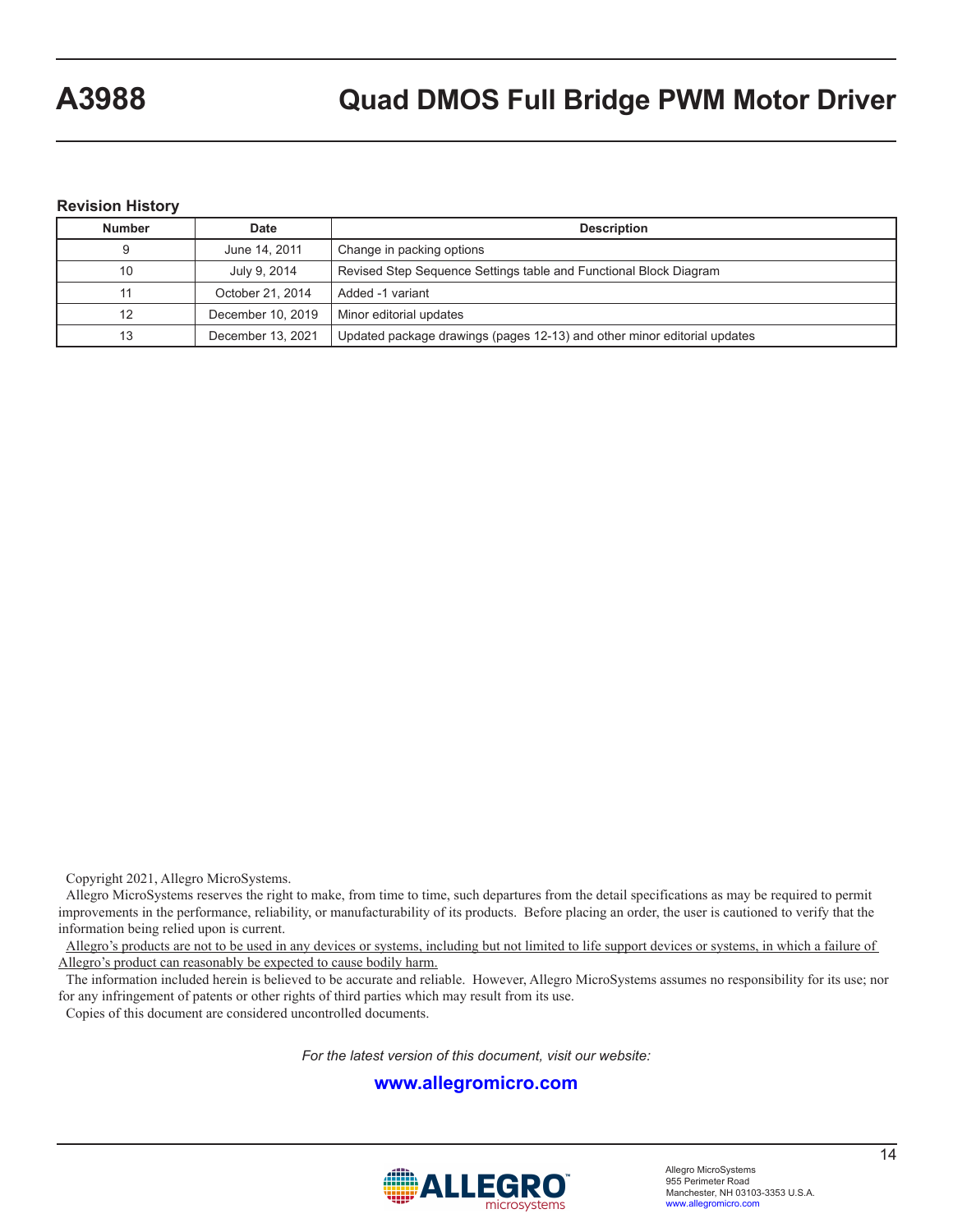### Revision History

| Number | Date | Description |
|---|---|---|
| 9 | June 14, 2011 | Change in packing options |
| 10 | July 9, 2014 | Revised Step Sequence Settings table and Functional Block Diagram |
| 11 | October 21, 2014 | Added -1 variant |
| 12 | December 10, 2019 | Minor editorial updates |
| 13 | December 13, 2021 | Updated package drawings (pages 12-13) and other minor editorial updates |

Copyright 2021, Allegro MicroSystems.

Allegro MicroSystems reserves the right to make, from time to time, such departures from the detail specifications as may be required to permit improvements in the performance, reliability, or manufacturability of its products. Before placing an order, the user is cautioned to verify that the information being relied upon is current.

Allegro's products are not to be used in any devices or systems, including but not limited to life support devices or systems, in which a failure of Allegro's product can reasonably be expected to cause bodily harm.

The information included herein is believed to be accurate and reliable. However, Allegro MicroSystems assumes no responsibility for its use; nor for any infringement of patents or other rights of third parties which may result from its use.

Copies of this document are considered uncontrolled documents.

*For the latest version of this document, visit our website:*

**www.allegromicro.com**

Allegro MicroSystems
955 Perimeter Road
Manchester, NH 03103-3353 U.S.A.
www.allegromicro.com